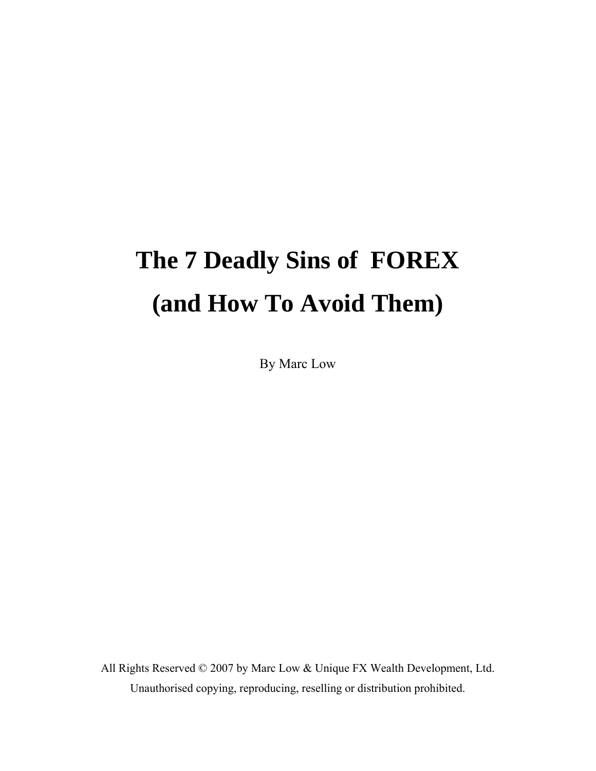# The 7 Deadly Sins of FOREX (and How To Avoid Them)

By Marc Low

All Rights Reserved © 2007 by Marc Low & Unique FX Wealth Development, Ltd.
Unauthorised copying, reproducing, reselling or distribution prohibited.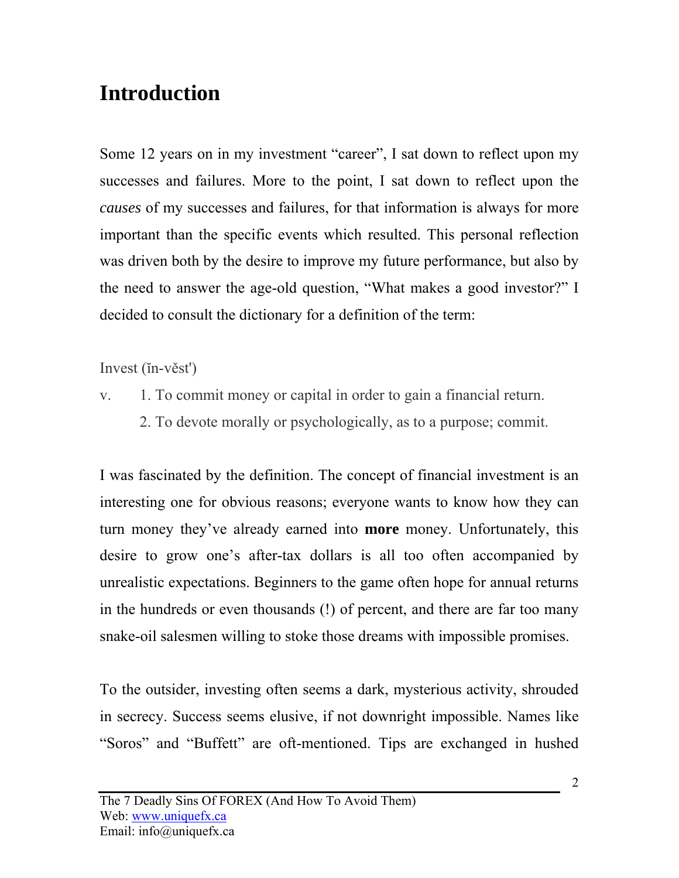# Introduction

Some 12 years on in my investment "career", I sat down to reflect upon my successes and failures. More to the point, I sat down to reflect upon the *causes* of my successes and failures, for that information is always for more important than the specific events which resulted. This personal reflection was driven both by the desire to improve my future performance, but also by the need to answer the age-old question, "What makes a good investor?" I decided to consult the dictionary for a definition of the term:

Invest (ĭn-vĕst')

v. 1. To commit money or capital in order to gain a financial return.
   2. To devote morally or psychologically, as to a purpose; commit.

I was fascinated by the definition. The concept of financial investment is an interesting one for obvious reasons; everyone wants to know how they can turn money they've already earned into **more** money. Unfortunately, this desire to grow one's after-tax dollars is all too often accompanied by unrealistic expectations. Beginners to the game often hope for annual returns in the hundreds or even thousands (!) of percent, and there are far too many snake-oil salesmen willing to stoke those dreams with impossible promises.

To the outsider, investing often seems a dark, mysterious activity, shrouded in secrecy. Success seems elusive, if not downright impossible. Names like "Soros" and "Buffett" are oft-mentioned. Tips are exchanged in hushed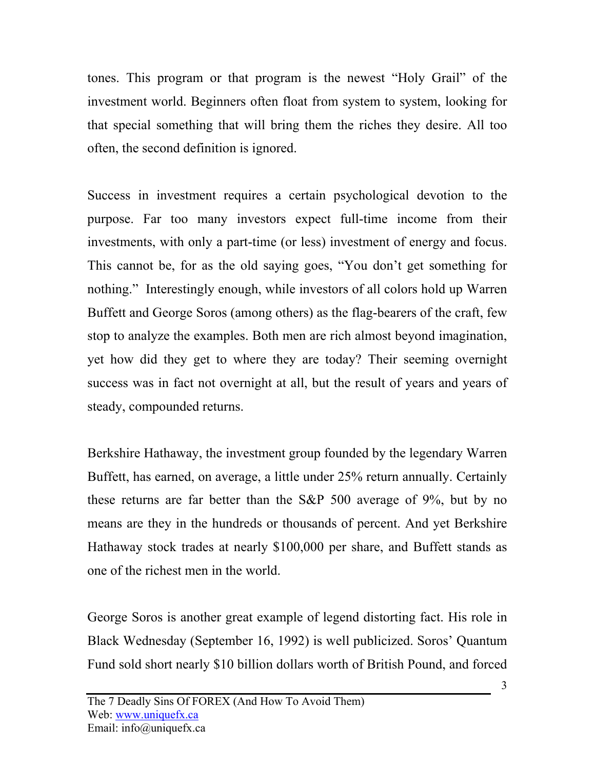tones. This program or that program is the newest "Holy Grail" of the investment world. Beginners often float from system to system, looking for that special something that will bring them the riches they desire. All too often, the second definition is ignored.

Success in investment requires a certain psychological devotion to the purpose. Far too many investors expect full-time income from their investments, with only a part-time (or less) investment of energy and focus. This cannot be, for as the old saying goes, "You don't get something for nothing." Interestingly enough, while investors of all colors hold up Warren Buffett and George Soros (among others) as the flag-bearers of the craft, few stop to analyze the examples. Both men are rich almost beyond imagination, yet how did they get to where they are today? Their seeming overnight success was in fact not overnight at all, but the result of years and years of steady, compounded returns.

Berkshire Hathaway, the investment group founded by the legendary Warren Buffett, has earned, on average, a little under 25% return annually. Certainly these returns are far better than the S&P 500 average of 9%, but by no means are they in the hundreds or thousands of percent. And yet Berkshire Hathaway stock trades at nearly $100,000 per share, and Buffett stands as one of the richest men in the world.

George Soros is another great example of legend distorting fact. His role in Black Wednesday (September 16, 1992) is well publicized. Soros' Quantum Fund sold short nearly $10 billion dollars worth of British Pound, and forced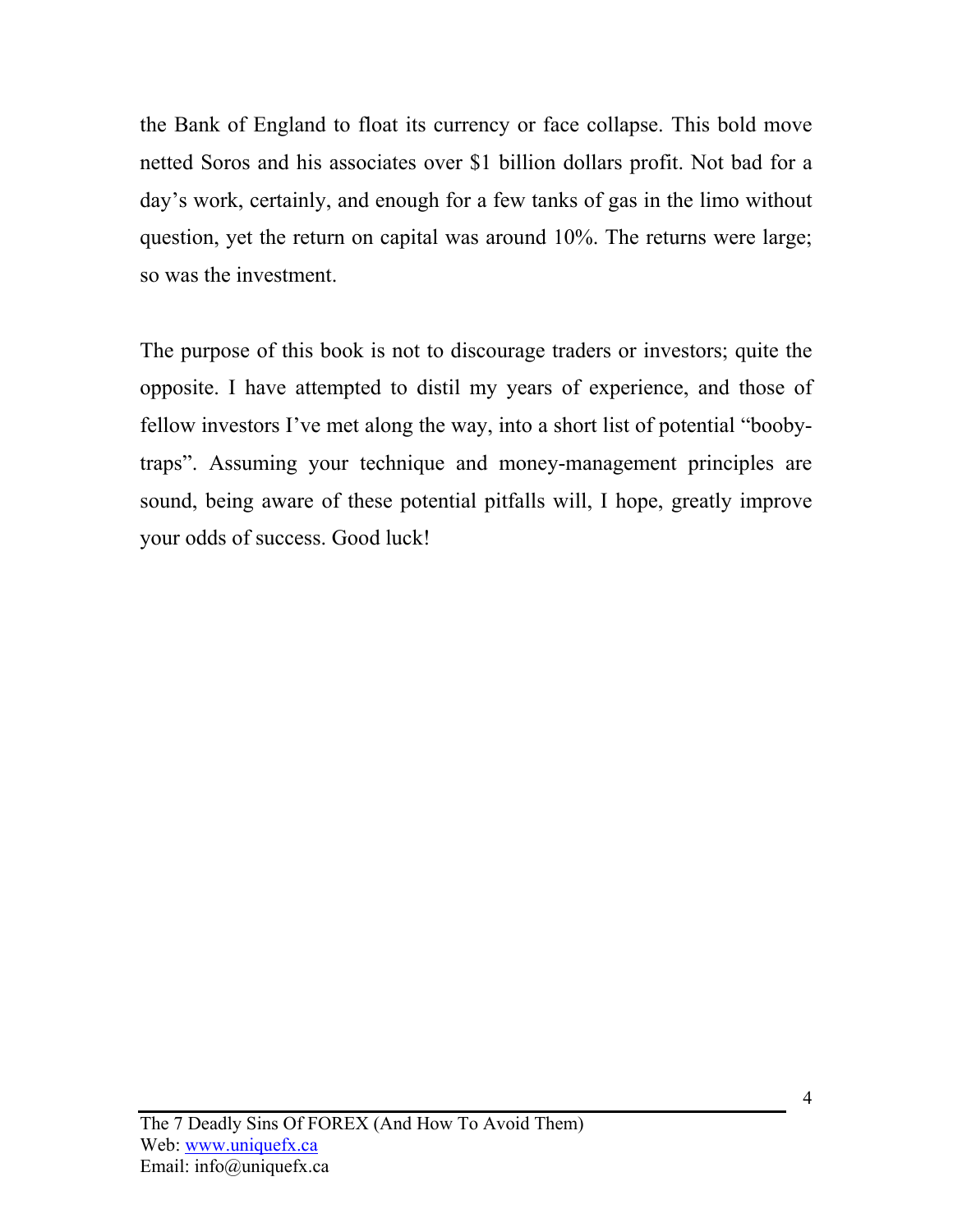the Bank of England to float its currency or face collapse. This bold move netted Soros and his associates over $1 billion dollars profit. Not bad for a day's work, certainly, and enough for a few tanks of gas in the limo without question, yet the return on capital was around 10%. The returns were large; so was the investment.

The purpose of this book is not to discourage traders or investors; quite the opposite. I have attempted to distil my years of experience, and those of fellow investors I've met along the way, into a short list of potential "booby-traps". Assuming your technique and money-management principles are sound, being aware of these potential pitfalls will, I hope, greatly improve your odds of success. Good luck!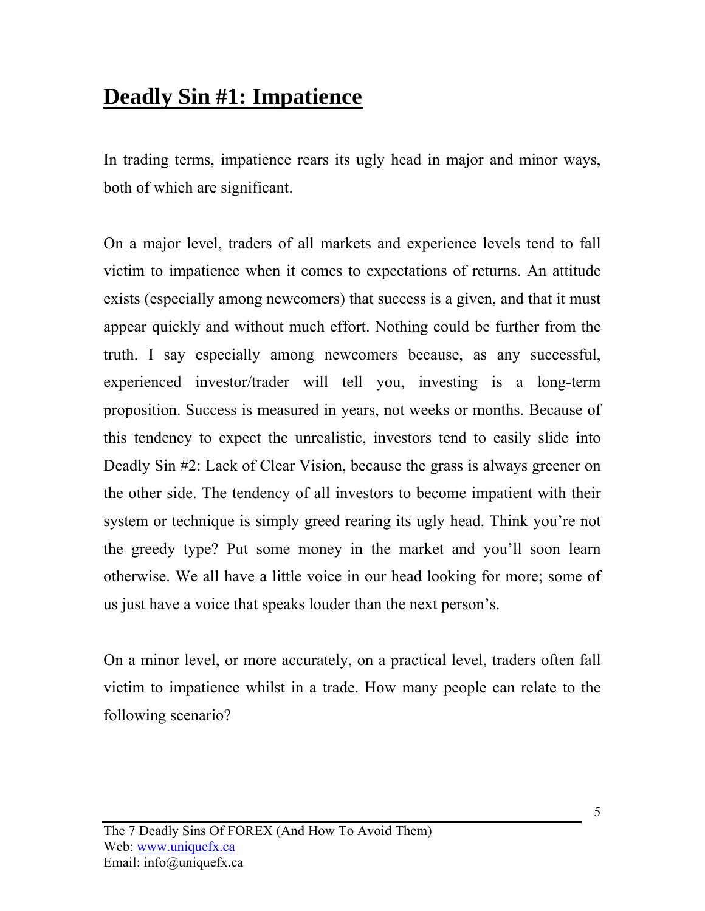# Deadly Sin #1: Impatience

In trading terms, impatience rears its ugly head in major and minor ways, both of which are significant.

On a major level, traders of all markets and experience levels tend to fall victim to impatience when it comes to expectations of returns. An attitude exists (especially among newcomers) that success is a given, and that it must appear quickly and without much effort. Nothing could be further from the truth. I say especially among newcomers because, as any successful, experienced investor/trader will tell you, investing is a long-term proposition. Success is measured in years, not weeks or months. Because of this tendency to expect the unrealistic, investors tend to easily slide into Deadly Sin #2: Lack of Clear Vision, because the grass is always greener on the other side. The tendency of all investors to become impatient with their system or technique is simply greed rearing its ugly head. Think you're not the greedy type? Put some money in the market and you'll soon learn otherwise. We all have a little voice in our head looking for more; some of us just have a voice that speaks louder than the next person's.

On a minor level, or more accurately, on a practical level, traders often fall victim to impatience whilst in a trade. How many people can relate to the following scenario?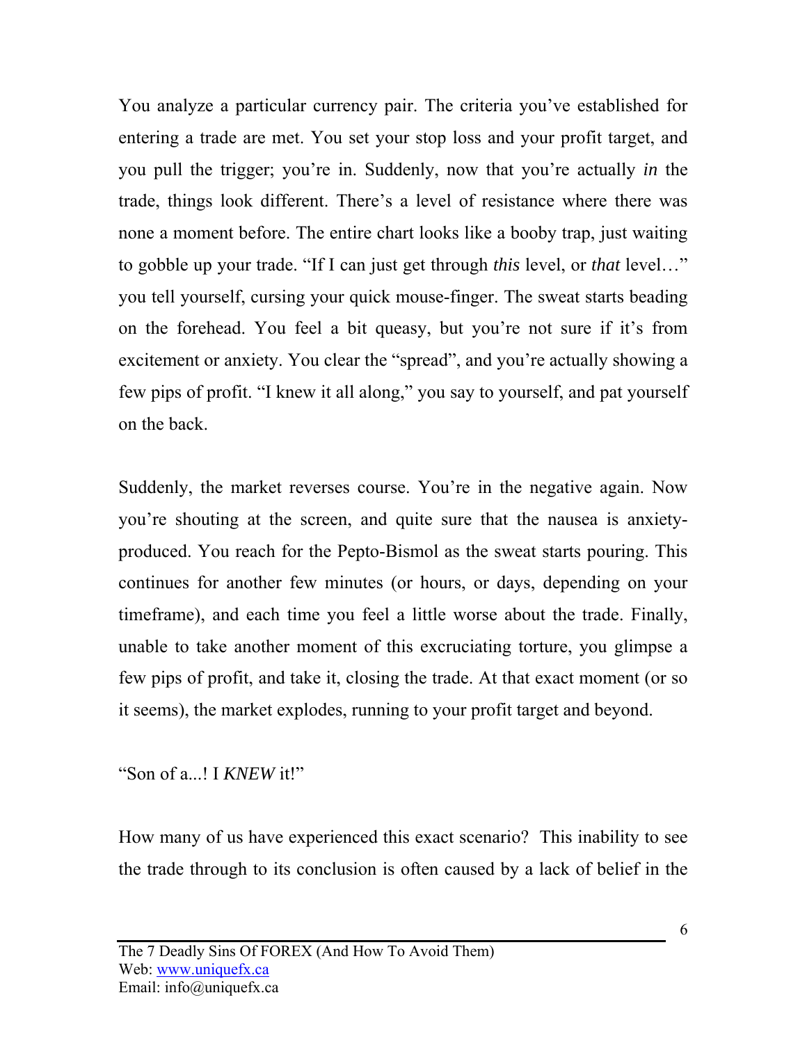You analyze a particular currency pair. The criteria you've established for entering a trade are met. You set your stop loss and your profit target, and you pull the trigger; you're in. Suddenly, now that you're actually *in* the trade, things look different. There's a level of resistance where there was none a moment before. The entire chart looks like a booby trap, just waiting to gobble up your trade. "If I can just get through *this* level, or *that* level…" you tell yourself, cursing your quick mouse-finger. The sweat starts beading on the forehead. You feel a bit queasy, but you're not sure if it's from excitement or anxiety. You clear the "spread", and you're actually showing a few pips of profit. "I knew it all along," you say to yourself, and pat yourself on the back.

Suddenly, the market reverses course. You're in the negative again. Now you're shouting at the screen, and quite sure that the nausea is anxiety-produced. You reach for the Pepto-Bismol as the sweat starts pouring. This continues for another few minutes (or hours, or days, depending on your timeframe), and each time you feel a little worse about the trade. Finally, unable to take another moment of this excruciating torture, you glimpse a few pips of profit, and take it, closing the trade. At that exact moment (or so it seems), the market explodes, running to your profit target and beyond.

"Son of a...! I *KNEW* it!"

How many of us have experienced this exact scenario? This inability to see the trade through to its conclusion is often caused by a lack of belief in the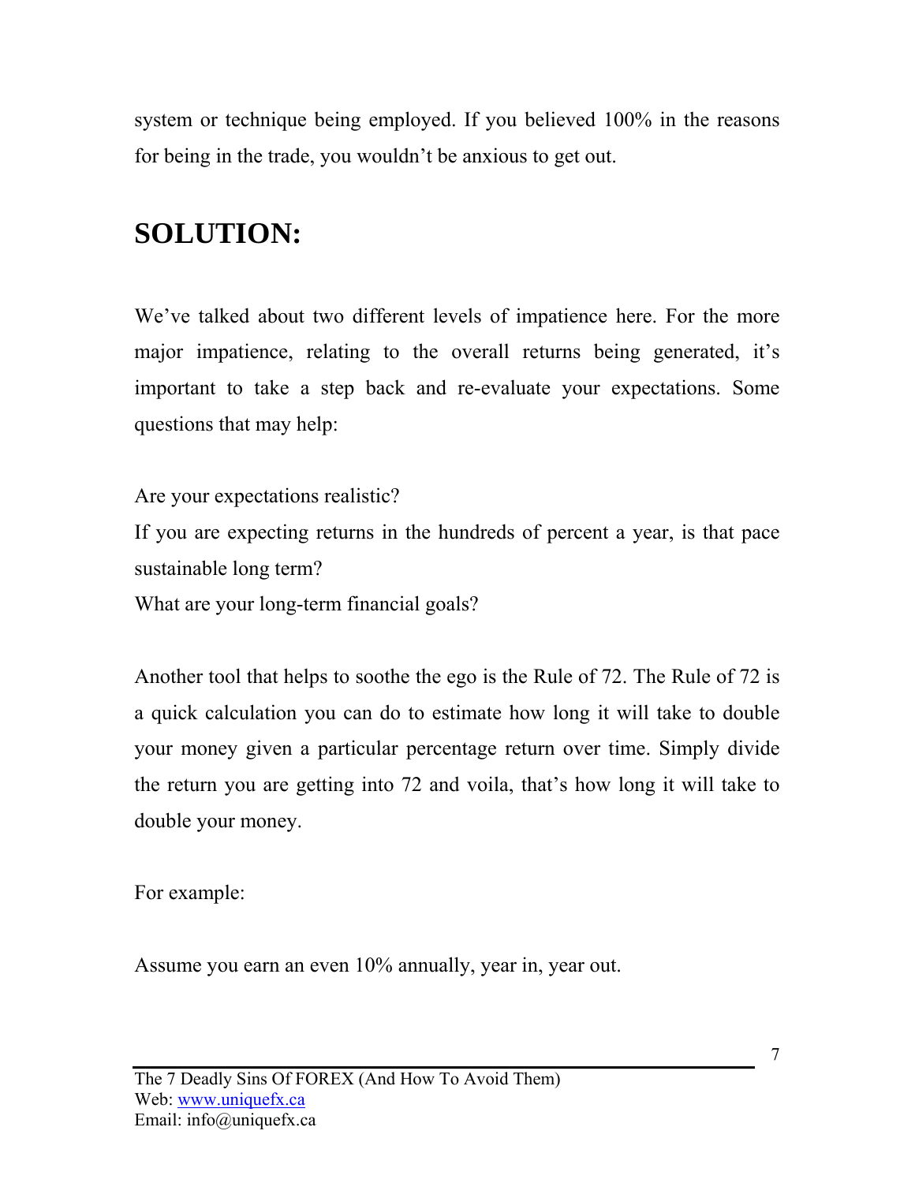system or technique being employed. If you believed 100% in the reasons for being in the trade, you wouldn't be anxious to get out.

## SOLUTION:

We've talked about two different levels of impatience here. For the more major impatience, relating to the overall returns being generated, it's important to take a step back and re-evaluate your expectations. Some questions that may help:

Are your expectations realistic?
If you are expecting returns in the hundreds of percent a year, is that pace sustainable long term?
What are your long-term financial goals?

Another tool that helps to soothe the ego is the Rule of 72. The Rule of 72 is a quick calculation you can do to estimate how long it will take to double your money given a particular percentage return over time. Simply divide the return you are getting into 72 and voila, that's how long it will take to double your money.

For example:

Assume you earn an even 10% annually, year in, year out.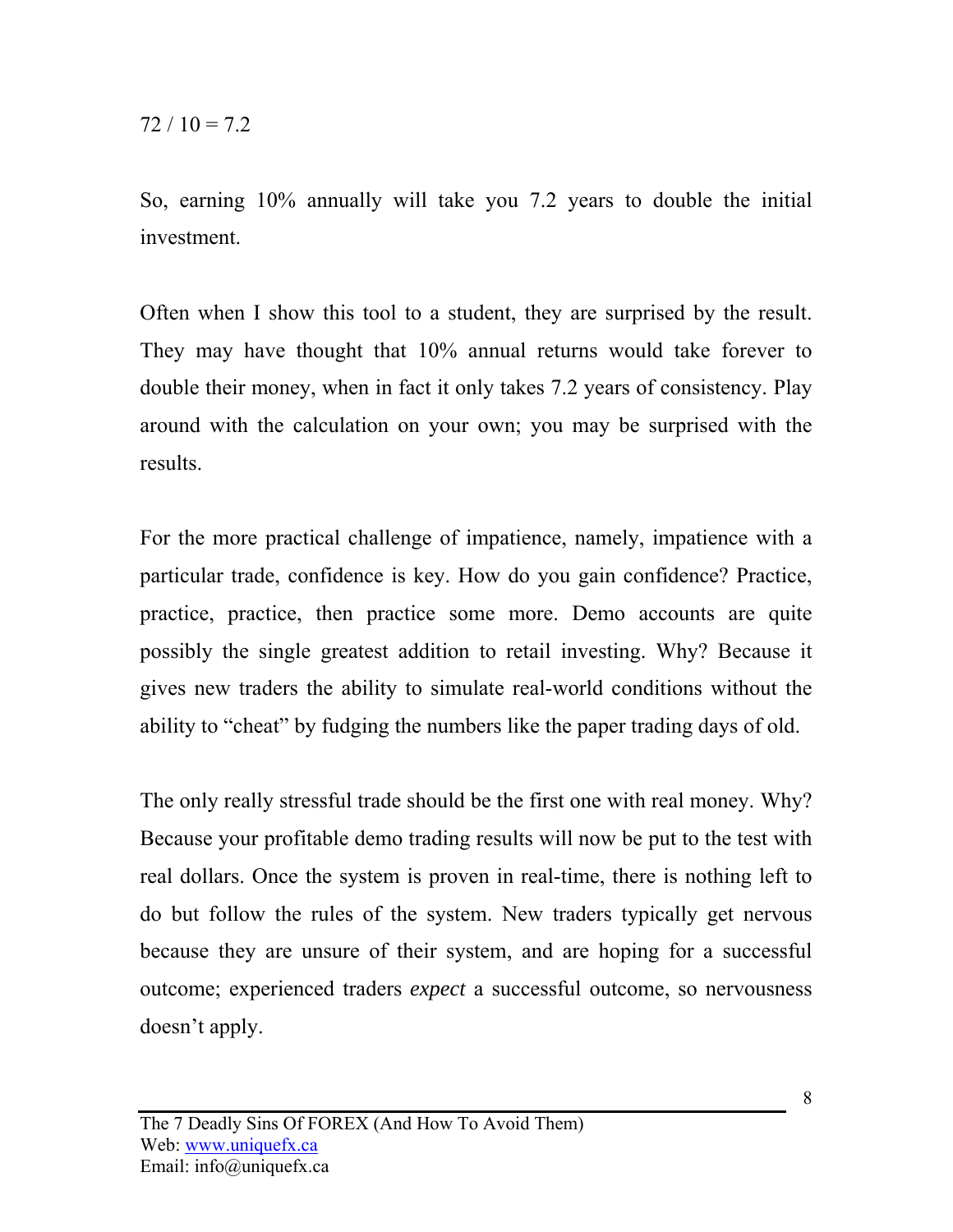72 / 10 = 7.2

So, earning 10% annually will take you 7.2 years to double the initial investment.

Often when I show this tool to a student, they are surprised by the result. They may have thought that 10% annual returns would take forever to double their money, when in fact it only takes 7.2 years of consistency. Play around with the calculation on your own; you may be surprised with the results.

For the more practical challenge of impatience, namely, impatience with a particular trade, confidence is key. How do you gain confidence? Practice, practice, practice, then practice some more. Demo accounts are quite possibly the single greatest addition to retail investing. Why? Because it gives new traders the ability to simulate real-world conditions without the ability to "cheat" by fudging the numbers like the paper trading days of old.

The only really stressful trade should be the first one with real money. Why? Because your profitable demo trading results will now be put to the test with real dollars. Once the system is proven in real-time, there is nothing left to do but follow the rules of the system. New traders typically get nervous because they are unsure of their system, and are hoping for a successful outcome; experienced traders *expect* a successful outcome, so nervousness doesn't apply.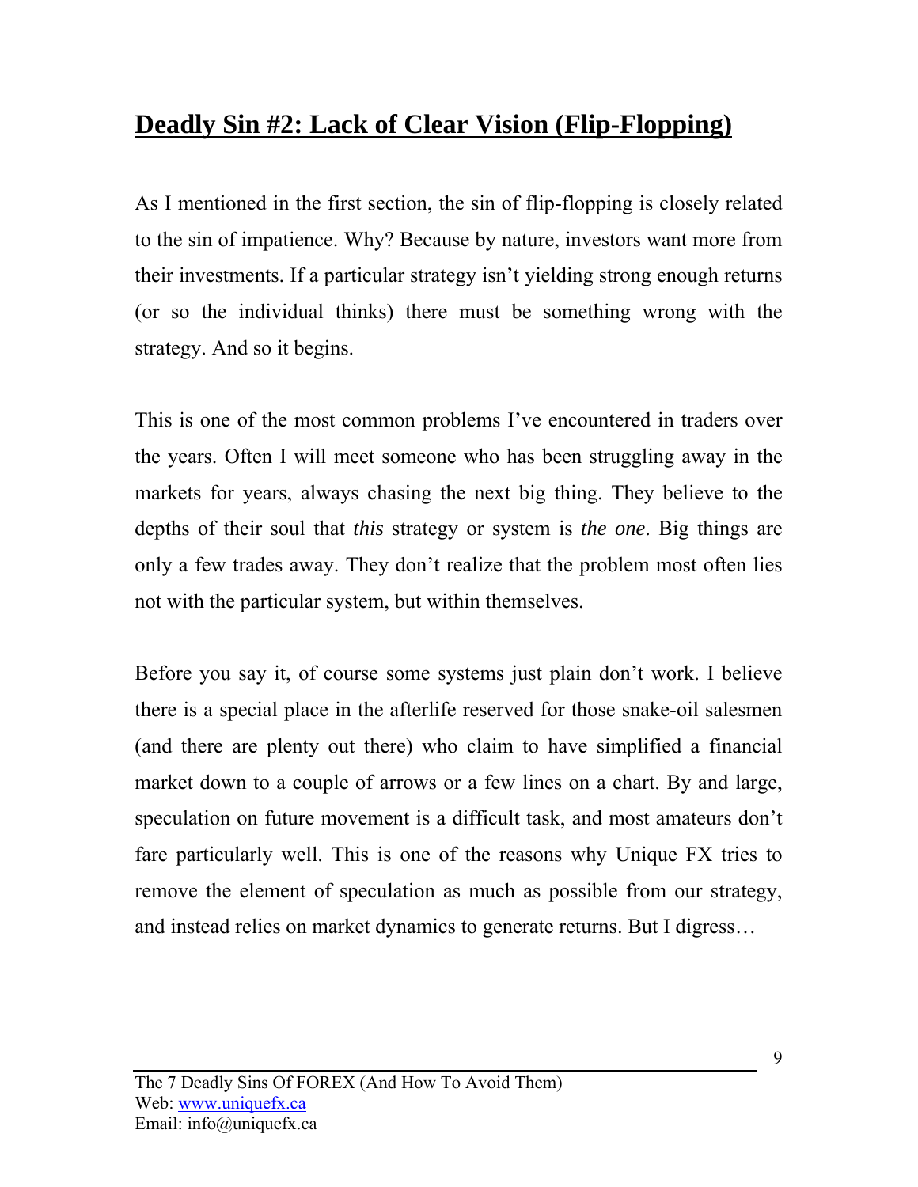## **Deadly Sin #2: Lack of Clear Vision (Flip-Flopping)**

As I mentioned in the first section, the sin of flip-flopping is closely related to the sin of impatience. Why? Because by nature, investors want more from their investments. If a particular strategy isn't yielding strong enough returns (or so the individual thinks) there must be something wrong with the strategy. And so it begins.

This is one of the most common problems I've encountered in traders over the years. Often I will meet someone who has been struggling away in the markets for years, always chasing the next big thing. They believe to the depths of their soul that *this* strategy or system is *the one*. Big things are only a few trades away. They don't realize that the problem most often lies not with the particular system, but within themselves.

Before you say it, of course some systems just plain don't work. I believe there is a special place in the afterlife reserved for those snake-oil salesmen (and there are plenty out there) who claim to have simplified a financial market down to a couple of arrows or a few lines on a chart. By and large, speculation on future movement is a difficult task, and most amateurs don't fare particularly well. This is one of the reasons why Unique FX tries to remove the element of speculation as much as possible from our strategy, and instead relies on market dynamics to generate returns. But I digress…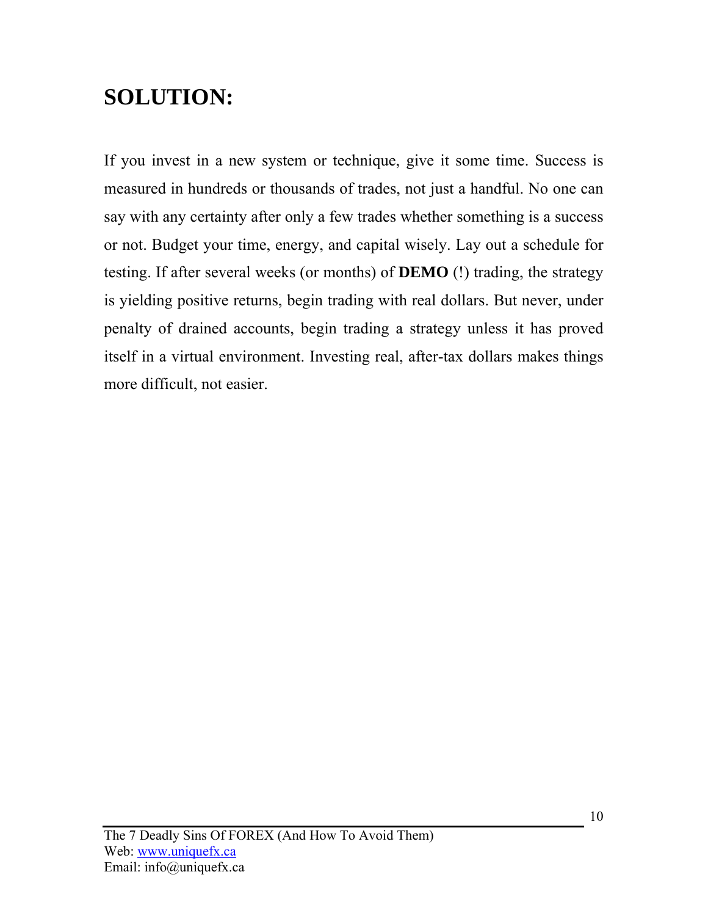## SOLUTION:

If you invest in a new system or technique, give it some time. Success is measured in hundreds or thousands of trades, not just a handful. No one can say with any certainty after only a few trades whether something is a success or not. Budget your time, energy, and capital wisely. Lay out a schedule for testing. If after several weeks (or months) of **DEMO** (!) trading, the strategy is yielding positive returns, begin trading with real dollars. But never, under penalty of drained accounts, begin trading a strategy unless it has proved itself in a virtual environment. Investing real, after-tax dollars makes things more difficult, not easier.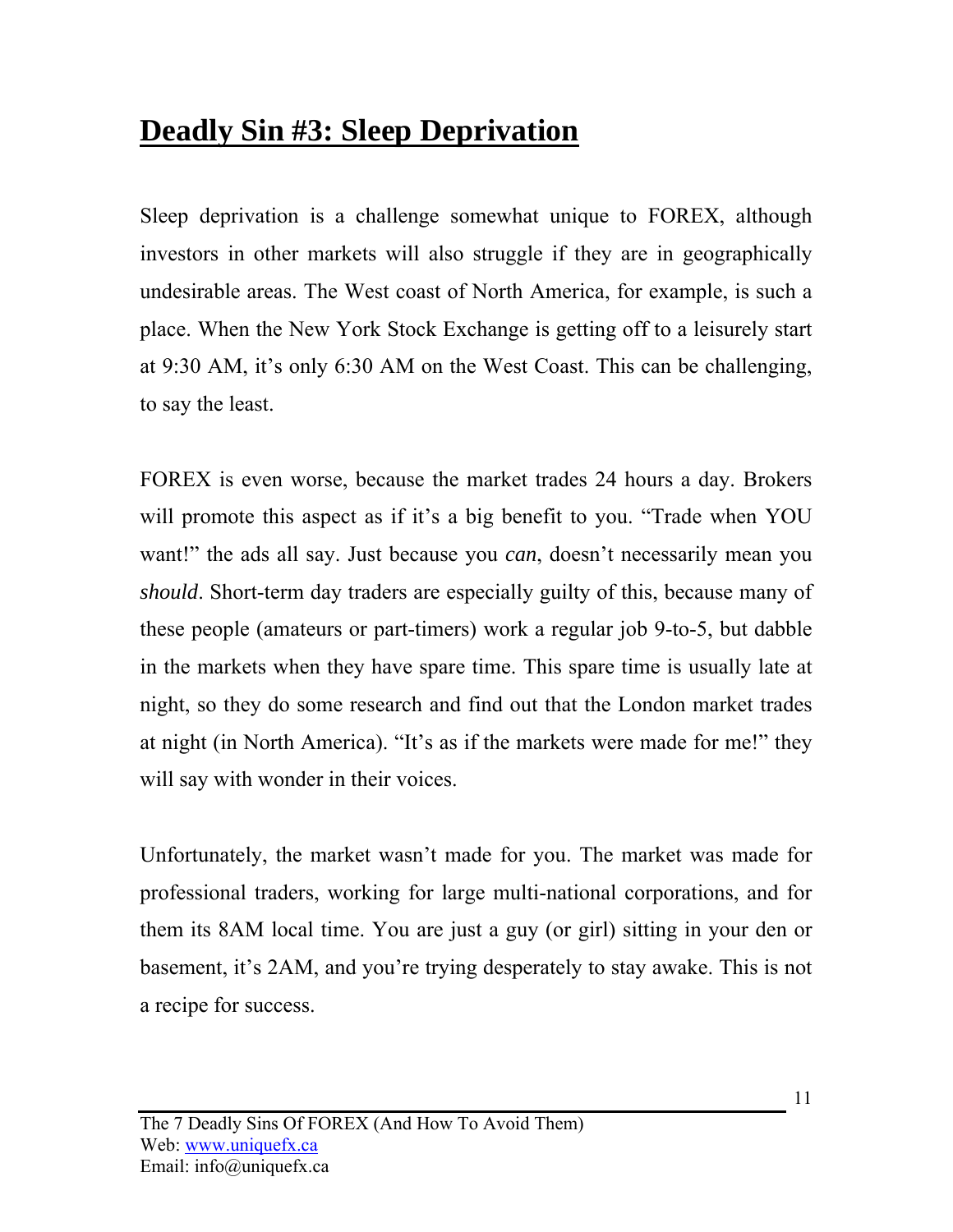## Deadly Sin #3: Sleep Deprivation

Sleep deprivation is a challenge somewhat unique to FOREX, although investors in other markets will also struggle if they are in geographically undesirable areas. The West coast of North America, for example, is such a place. When the New York Stock Exchange is getting off to a leisurely start at 9:30 AM, it's only 6:30 AM on the West Coast. This can be challenging, to say the least.

FOREX is even worse, because the market trades 24 hours a day. Brokers will promote this aspect as if it's a big benefit to you. "Trade when YOU want!" the ads all say. Just because you *can*, doesn't necessarily mean you *should*. Short-term day traders are especially guilty of this, because many of these people (amateurs or part-timers) work a regular job 9-to-5, but dabble in the markets when they have spare time. This spare time is usually late at night, so they do some research and find out that the London market trades at night (in North America). "It's as if the markets were made for me!" they will say with wonder in their voices.

Unfortunately, the market wasn't made for you. The market was made for professional traders, working for large multi-national corporations, and for them its 8AM local time. You are just a guy (or girl) sitting in your den or basement, it's 2AM, and you're trying desperately to stay awake. This is not a recipe for success.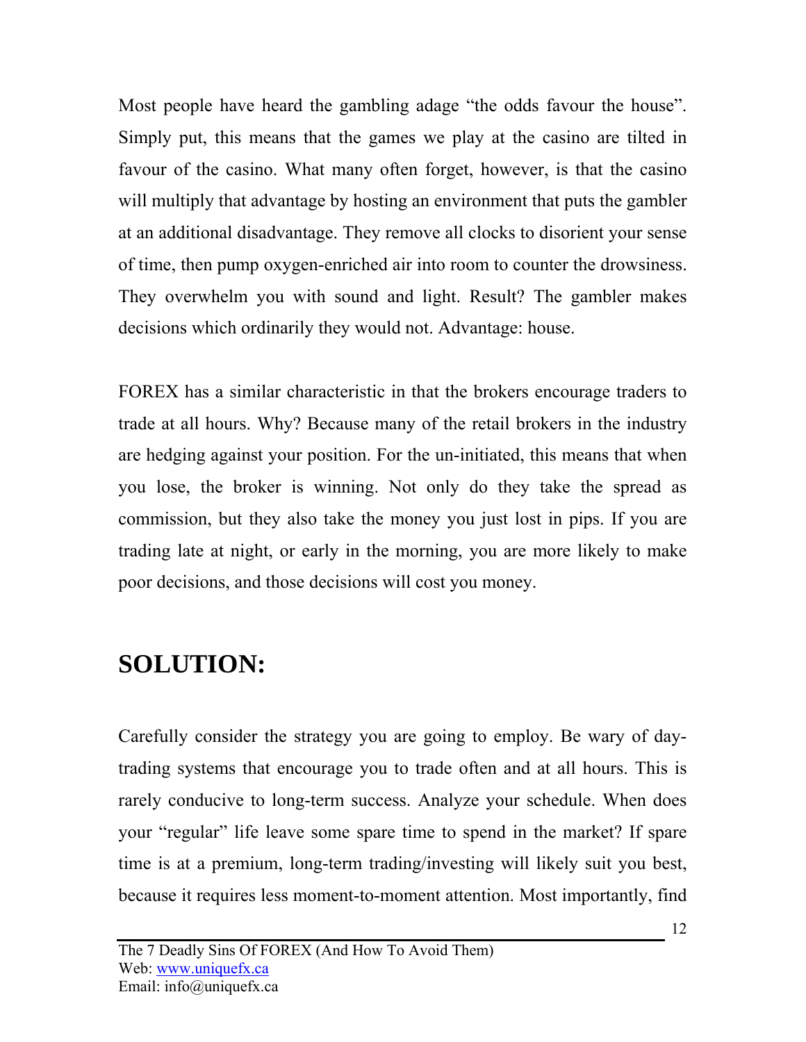Most people have heard the gambling adage “the odds favour the house”. Simply put, this means that the games we play at the casino are tilted in favour of the casino. What many often forget, however, is that the casino will multiply that advantage by hosting an environment that puts the gambler at an additional disadvantage. They remove all clocks to disorient your sense of time, then pump oxygen-enriched air into room to counter the drowsiness. They overwhelm you with sound and light. Result? The gambler makes decisions which ordinarily they would not. Advantage: house.

FOREX has a similar characteristic in that the brokers encourage traders to trade at all hours. Why? Because many of the retail brokers in the industry are hedging against your position. For the un-initiated, this means that when you lose, the broker is winning. Not only do they take the spread as commission, but they also take the money you just lost in pips. If you are trading late at night, or early in the morning, you are more likely to make poor decisions, and those decisions will cost you money.

## SOLUTION:

Carefully consider the strategy you are going to employ. Be wary of day-trading systems that encourage you to trade often and at all hours. This is rarely conducive to long-term success. Analyze your schedule. When does your “regular” life leave some spare time to spend in the market? If spare time is at a premium, long-term trading/investing will likely suit you best, because it requires less moment-to-moment attention. Most importantly, find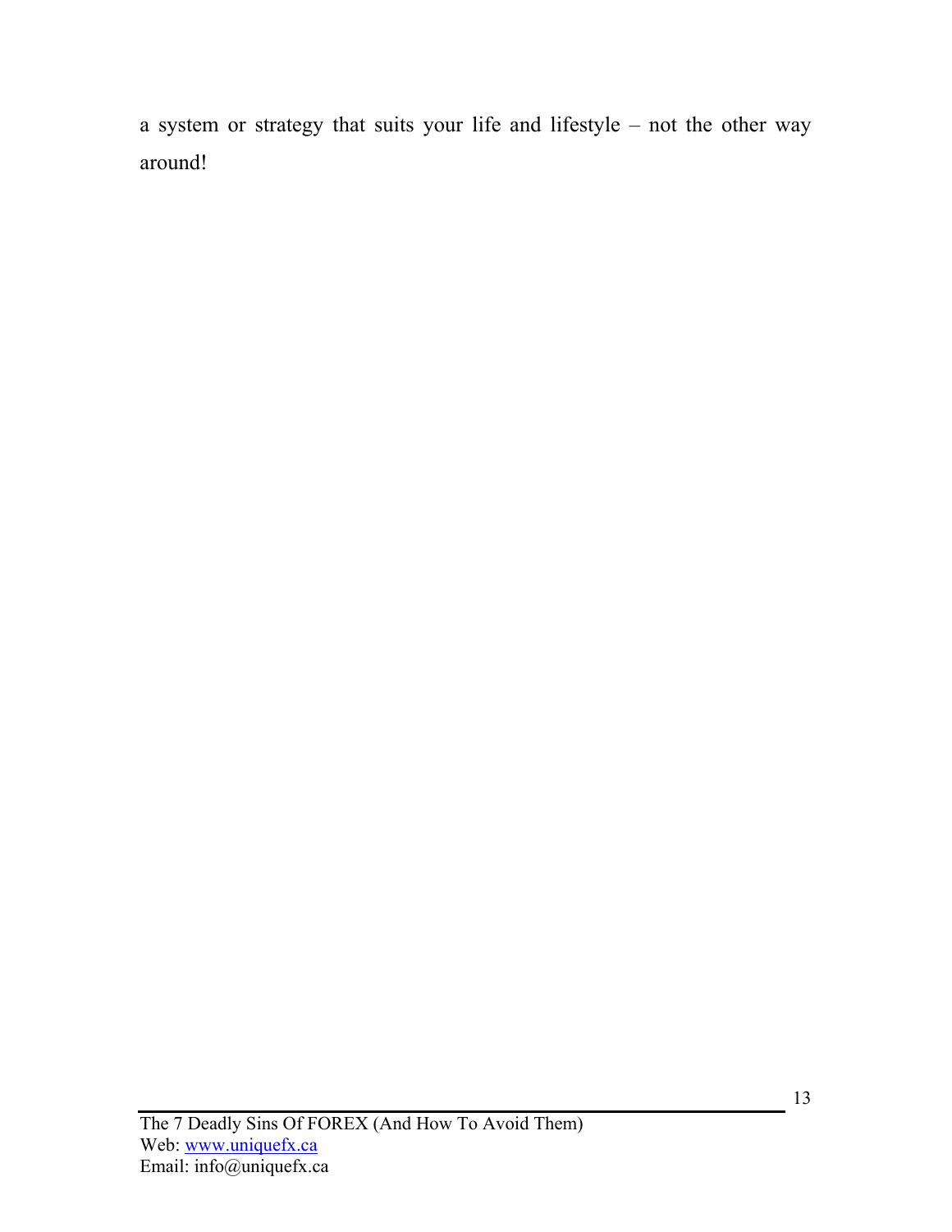a system or strategy that suits your life and lifestyle – not the other way around!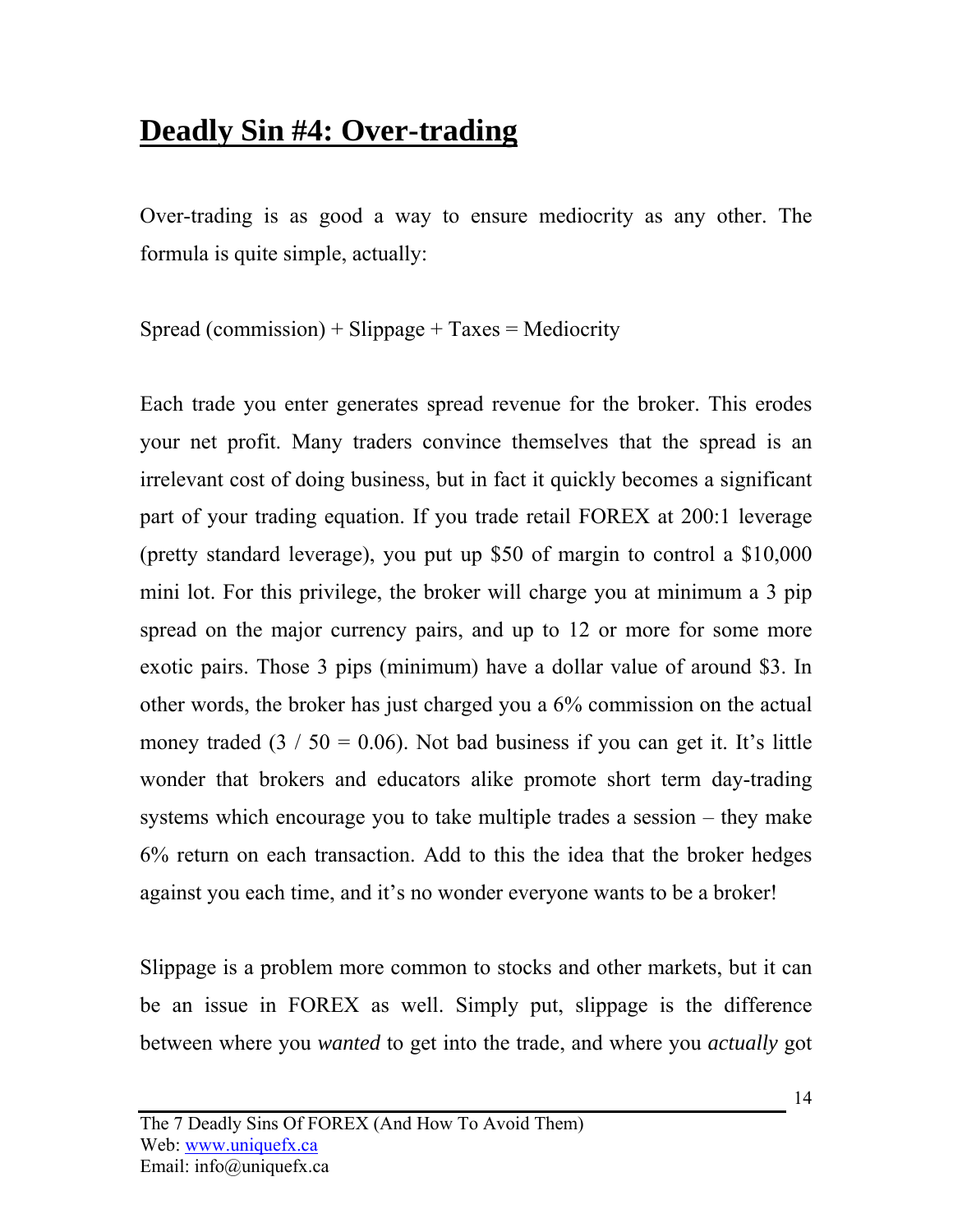# Deadly Sin #4: Over-trading

Over-trading is as good a way to ensure mediocrity as any other. The formula is quite simple, actually:

Spread (commission) + Slippage + Taxes = Mediocrity

Each trade you enter generates spread revenue for the broker. This erodes your net profit. Many traders convince themselves that the spread is an irrelevant cost of doing business, but in fact it quickly becomes a significant part of your trading equation. If you trade retail FOREX at 200:1 leverage (pretty standard leverage), you put up $50 of margin to control a $10,000 mini lot. For this privilege, the broker will charge you at minimum a 3 pip spread on the major currency pairs, and up to 12 or more for some more exotic pairs. Those 3 pips (minimum) have a dollar value of around $3. In other words, the broker has just charged you a 6% commission on the actual money traded (3 / 50 = 0.06). Not bad business if you can get it. It's little wonder that brokers and educators alike promote short term day-trading systems which encourage you to take multiple trades a session – they make 6% return on each transaction. Add to this the idea that the broker hedges against you each time, and it's no wonder everyone wants to be a broker!

Slippage is a problem more common to stocks and other markets, but it can be an issue in FOREX as well. Simply put, slippage is the difference between where you *wanted* to get into the trade, and where you *actually* got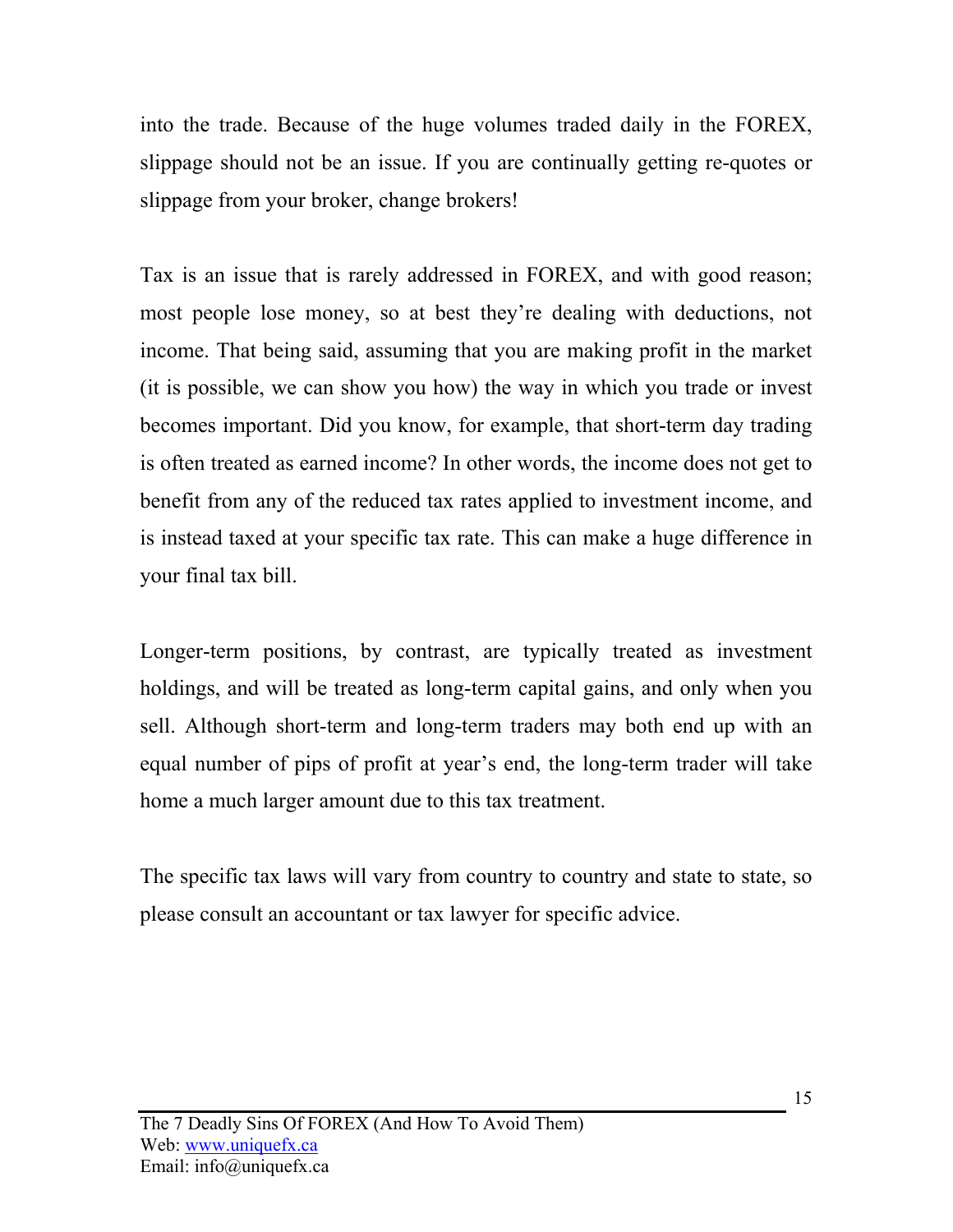into the trade. Because of the huge volumes traded daily in the FOREX, slippage should not be an issue. If you are continually getting re-quotes or slippage from your broker, change brokers!

Tax is an issue that is rarely addressed in FOREX, and with good reason; most people lose money, so at best they're dealing with deductions, not income. That being said, assuming that you are making profit in the market (it is possible, we can show you how) the way in which you trade or invest becomes important. Did you know, for example, that short-term day trading is often treated as earned income? In other words, the income does not get to benefit from any of the reduced tax rates applied to investment income, and is instead taxed at your specific tax rate. This can make a huge difference in your final tax bill.

Longer-term positions, by contrast, are typically treated as investment holdings, and will be treated as long-term capital gains, and only when you sell. Although short-term and long-term traders may both end up with an equal number of pips of profit at year's end, the long-term trader will take home a much larger amount due to this tax treatment.

The specific tax laws will vary from country to country and state to state, so please consult an accountant or tax lawyer for specific advice.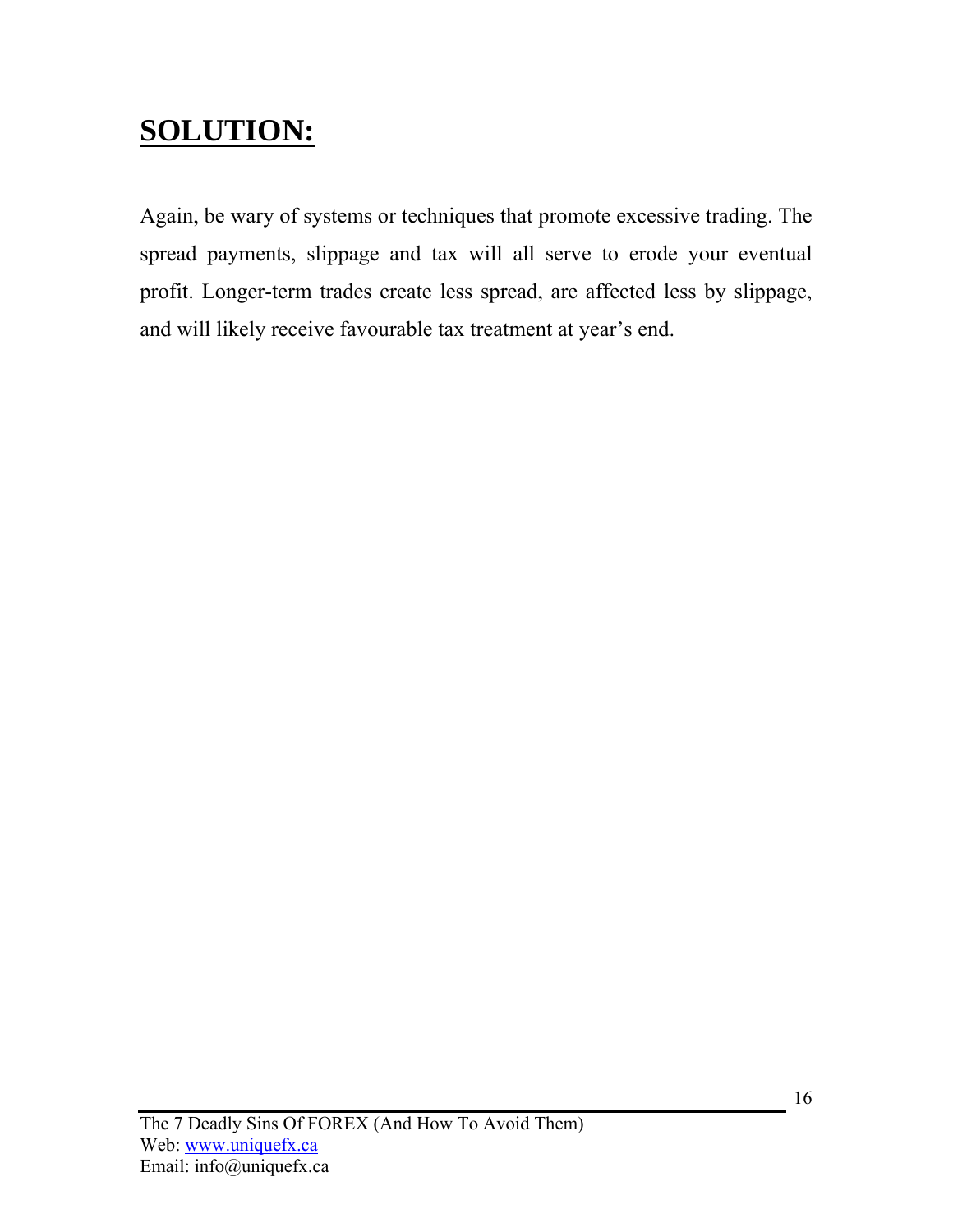## SOLUTION:

Again, be wary of systems or techniques that promote excessive trading. The spread payments, slippage and tax will all serve to erode your eventual profit. Longer-term trades create less spread, are affected less by slippage, and will likely receive favourable tax treatment at year's end.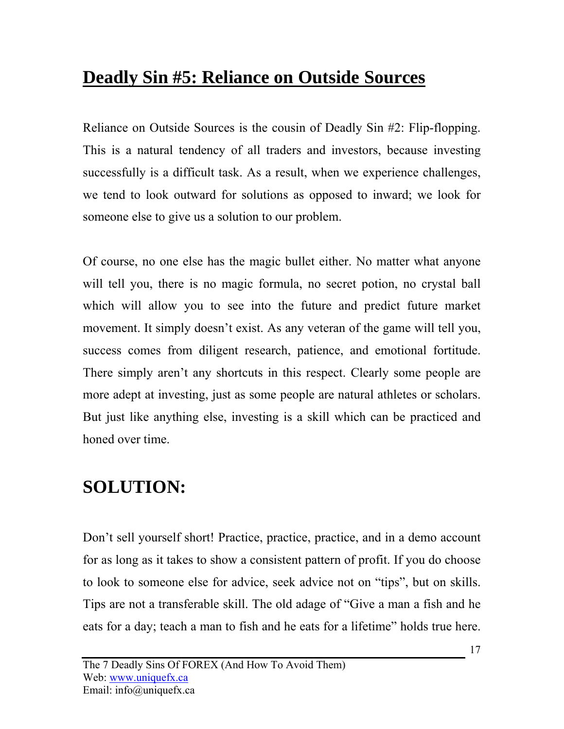## Deadly Sin #5: Reliance on Outside Sources

Reliance on Outside Sources is the cousin of Deadly Sin #2: Flip-flopping. This is a natural tendency of all traders and investors, because investing successfully is a difficult task. As a result, when we experience challenges, we tend to look outward for solutions as opposed to inward; we look for someone else to give us a solution to our problem.

Of course, no one else has the magic bullet either. No matter what anyone will tell you, there is no magic formula, no secret potion, no crystal ball which will allow you to see into the future and predict future market movement. It simply doesn't exist. As any veteran of the game will tell you, success comes from diligent research, patience, and emotional fortitude. There simply aren't any shortcuts in this respect. Clearly some people are more adept at investing, just as some people are natural athletes or scholars. But just like anything else, investing is a skill which can be practiced and honed over time.

## SOLUTION:

Don't sell yourself short! Practice, practice, practice, and in a demo account for as long as it takes to show a consistent pattern of profit. If you do choose to look to someone else for advice, seek advice not on "tips", but on skills. Tips are not a transferable skill. The old adage of "Give a man a fish and he eats for a day; teach a man to fish and he eats for a lifetime" holds true here.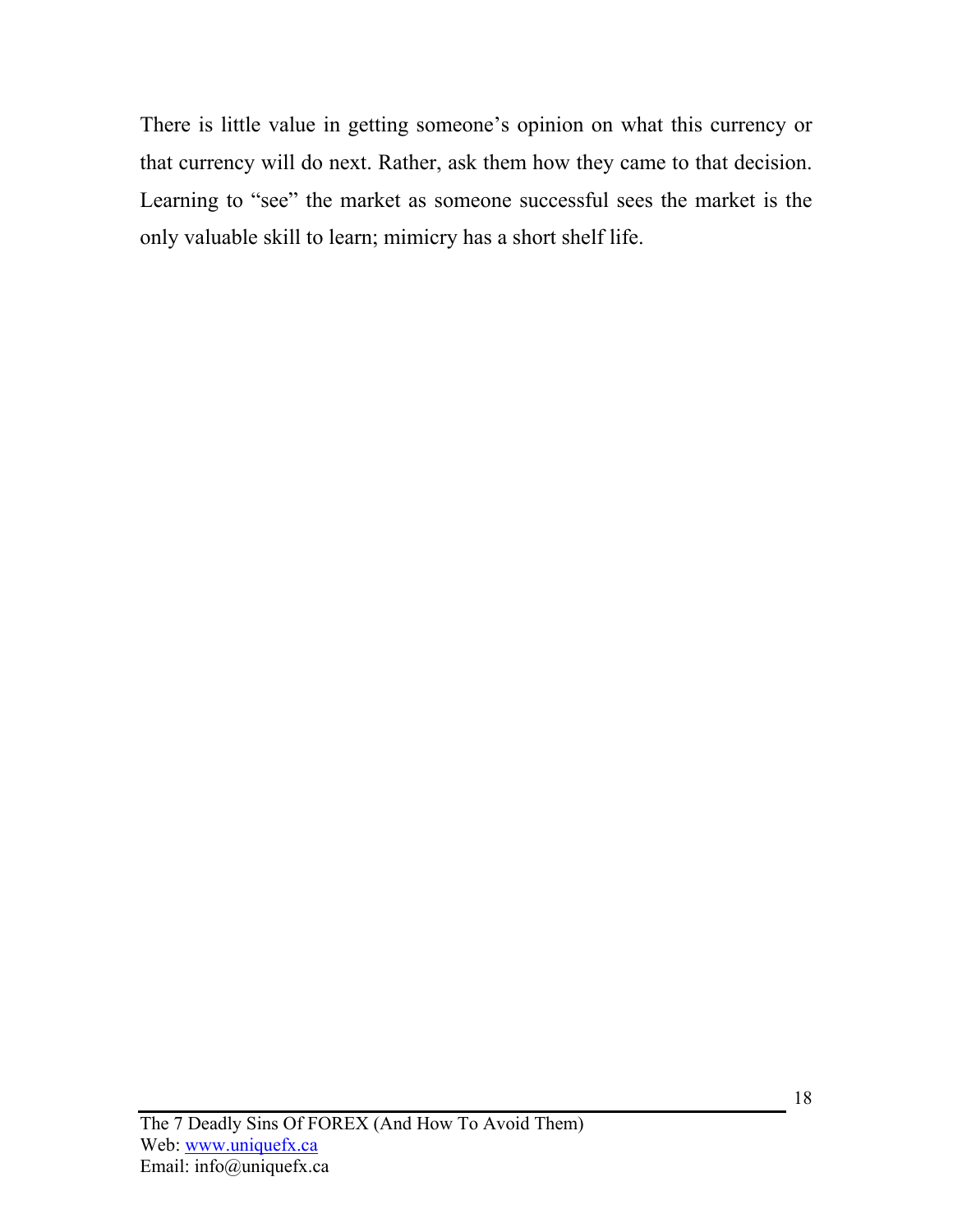There is little value in getting someone’s opinion on what this currency or that currency will do next. Rather, ask them how they came to that decision. Learning to “see” the market as someone successful sees the market is the only valuable skill to learn; mimicry has a short shelf life.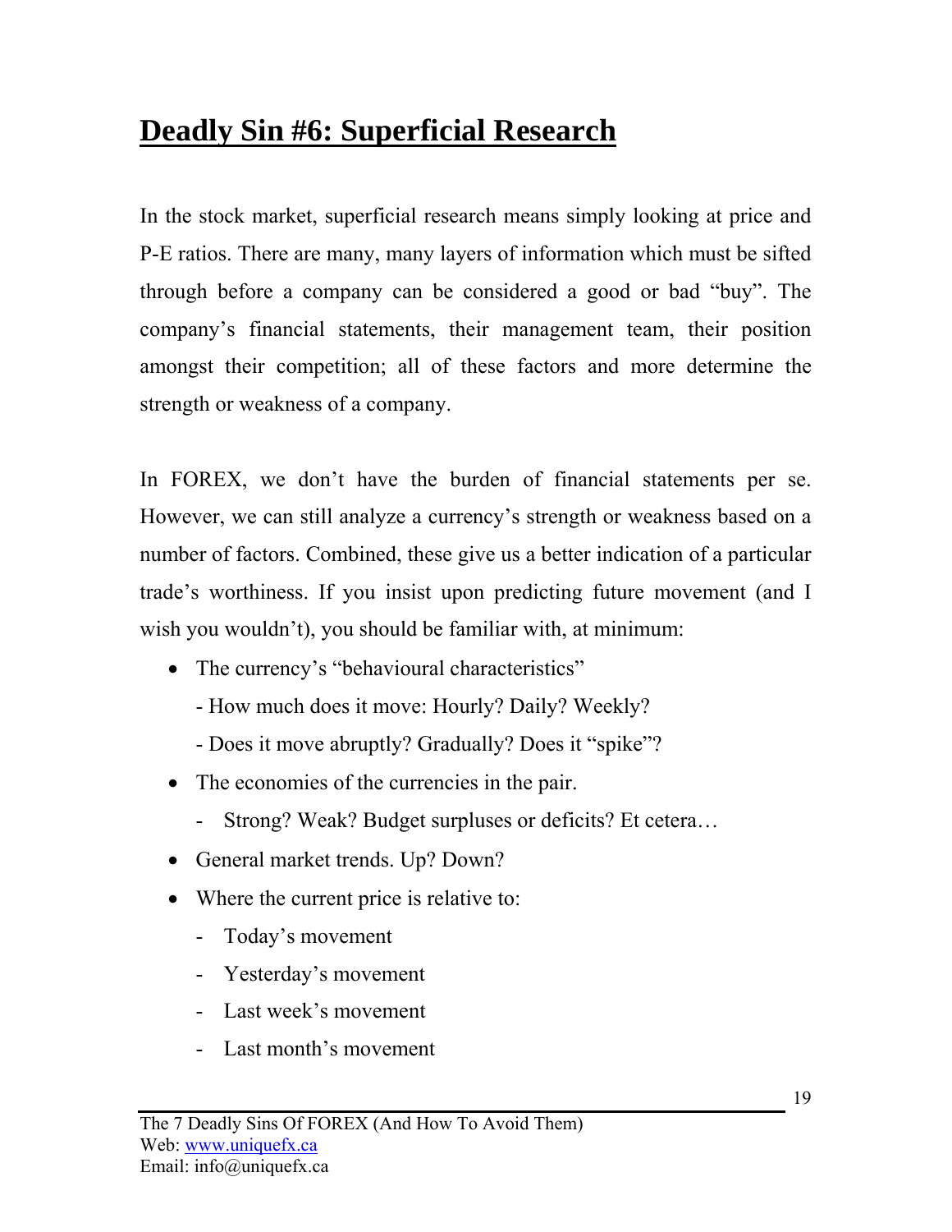# Deadly Sin #6: Superficial Research

In the stock market, superficial research means simply looking at price and P-E ratios. There are many, many layers of information which must be sifted through before a company can be considered a good or bad "buy". The company's financial statements, their management team, their position amongst their competition; all of these factors and more determine the strength or weakness of a company.

In FOREX, we don't have the burden of financial statements per se. However, we can still analyze a currency's strength or weakness based on a number of factors. Combined, these give us a better indication of a particular trade's worthiness. If you insist upon predicting future movement (and I wish you wouldn't), you should be familiar with, at minimum:

- The currency's "behavioural characteristics"
  - How much does it move: Hourly? Daily? Weekly?
  - Does it move abruptly? Gradually? Does it "spike"?
- The economies of the currencies in the pair.
  - Strong? Weak? Budget surpluses or deficits? Et cetera…
- General market trends. Up? Down?
- Where the current price is relative to:
  - Today's movement
  - Yesterday's movement
  - Last week's movement
  - Last month's movement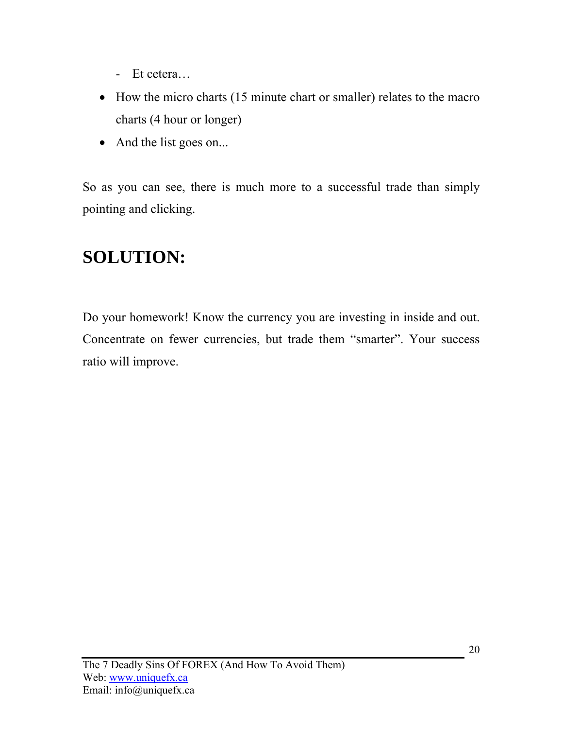- Et cetera…

- How the micro charts (15 minute chart or smaller) relates to the macro charts (4 hour or longer)
- And the list goes on...

So as you can see, there is much more to a successful trade than simply pointing and clicking.

## SOLUTION:

Do your homework! Know the currency you are investing in inside and out. Concentrate on fewer currencies, but trade them “smarter”. Your success ratio will improve.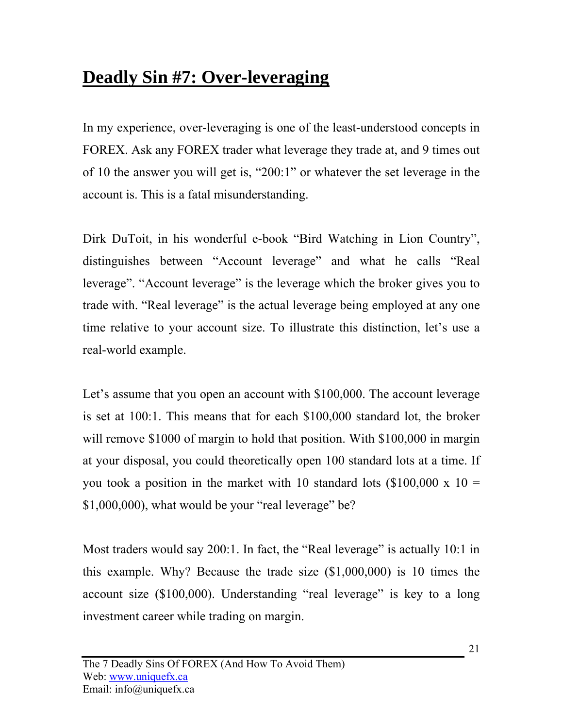# **Deadly Sin #7: Over-leveraging**

In my experience, over-leveraging is one of the least-understood concepts in FOREX. Ask any FOREX trader what leverage they trade at, and 9 times out of 10 the answer you will get is, "200:1" or whatever the set leverage in the account is. This is a fatal misunderstanding.

Dirk DuToit, in his wonderful e-book "Bird Watching in Lion Country", distinguishes between "Account leverage" and what he calls "Real leverage". "Account leverage" is the leverage which the broker gives you to trade with. "Real leverage" is the actual leverage being employed at any one time relative to your account size. To illustrate this distinction, let's use a real-world example.

Let's assume that you open an account with $100,000. The account leverage is set at 100:1. This means that for each $100,000 standard lot, the broker will remove $1000 of margin to hold that position. With $100,000 in margin at your disposal, you could theoretically open 100 standard lots at a time. If you took a position in the market with 10 standard lots ($100,000 x 10 = $1,000,000), what would be your "real leverage" be?

Most traders would say 200:1. In fact, the "Real leverage" is actually 10:1 in this example. Why? Because the trade size ($1,000,000) is 10 times the account size ($100,000). Understanding "real leverage" is key to a long investment career while trading on margin.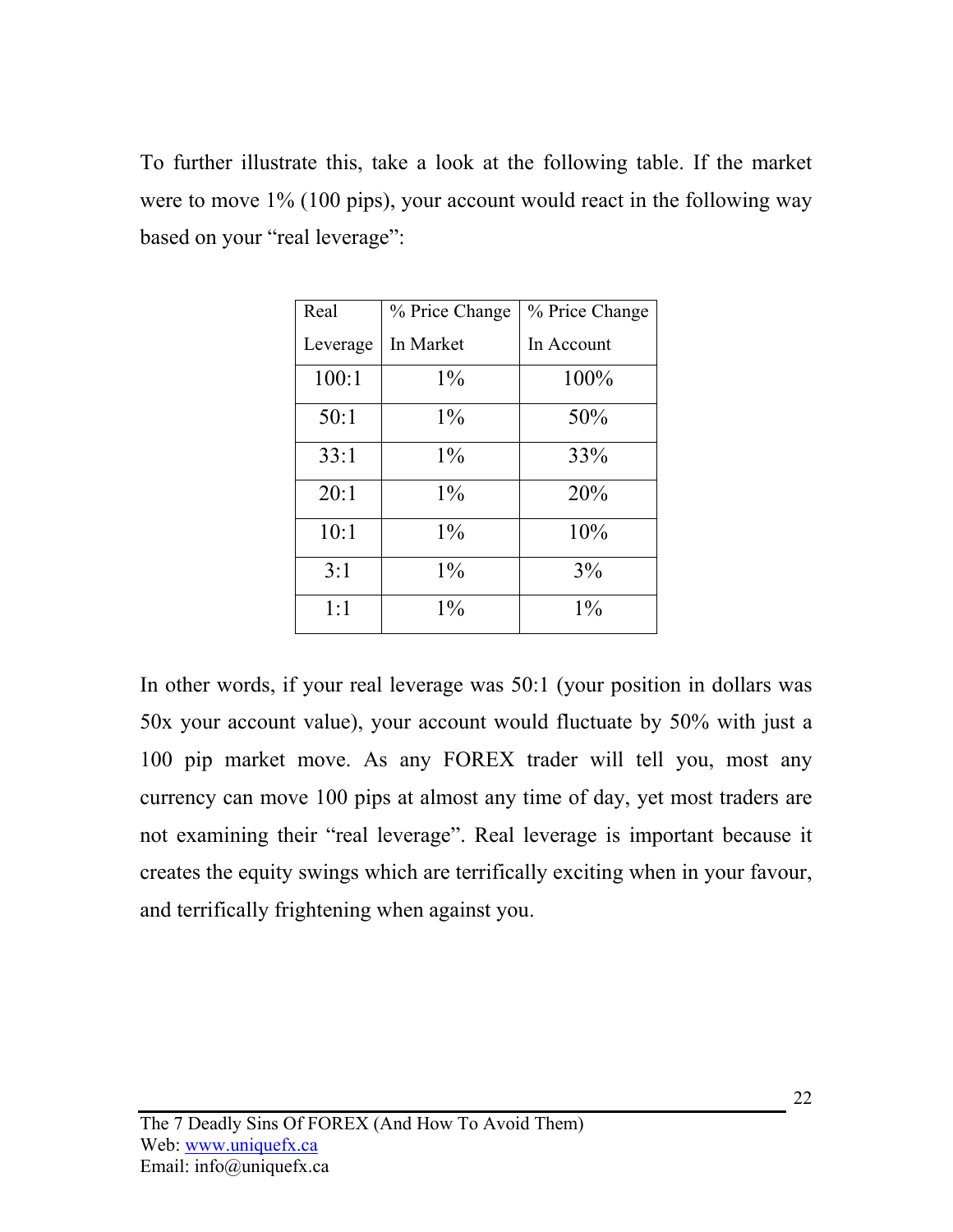To further illustrate this, take a look at the following table. If the market were to move 1% (100 pips), your account would react in the following way based on your "real leverage":

| Real Leverage | % Price Change In Market | % Price Change In Account |
|---|---|---|
| 100:1 | 1% | 100% |
| 50:1 | 1% | 50% |
| 33:1 | 1% | 33% |
| 20:1 | 1% | 20% |
| 10:1 | 1% | 10% |
| 3:1 | 1% | 3% |
| 1:1 | 1% | 1% |

In other words, if your real leverage was 50:1 (your position in dollars was 50x your account value), your account would fluctuate by 50% with just a 100 pip market move. As any FOREX trader will tell you, most any currency can move 100 pips at almost any time of day, yet most traders are not examining their "real leverage". Real leverage is important because it creates the equity swings which are terrifically exciting when in your favour, and terrifically frightening when against you.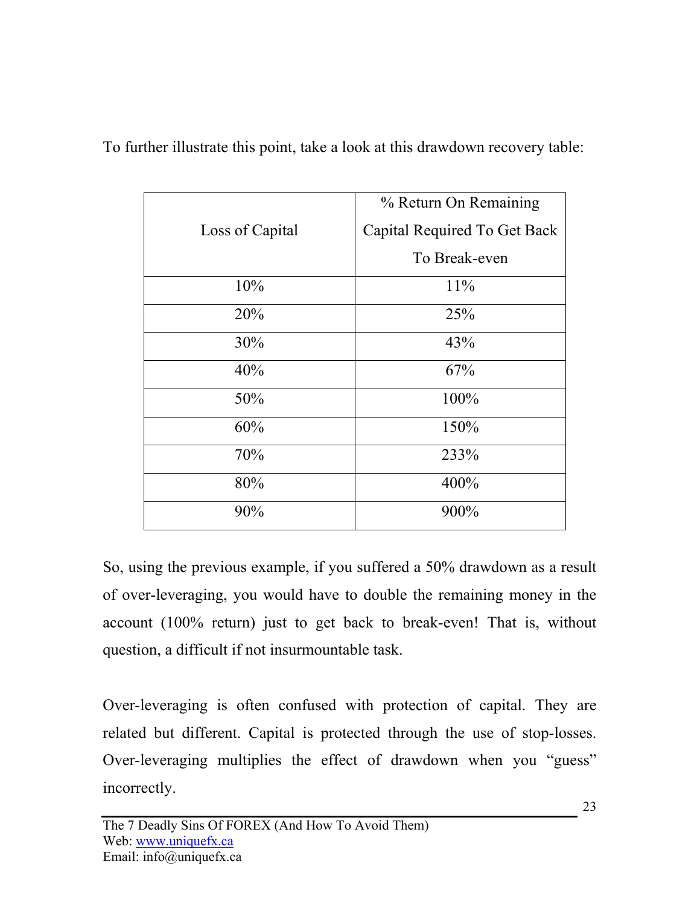To further illustrate this point, take a look at this drawdown recovery table:

| Loss of Capital | % Return On Remaining Capital Required To Get Back To Break-even |
|---|---|
| 10% | 11% |
| 20% | 25% |
| 30% | 43% |
| 40% | 67% |
| 50% | 100% |
| 60% | 150% |
| 70% | 233% |
| 80% | 400% |
| 90% | 900% |

So, using the previous example, if you suffered a 50% drawdown as a result of over-leveraging, you would have to double the remaining money in the account (100% return) just to get back to break-even! That is, without question, a difficult if not insurmountable task.

Over-leveraging is often confused with protection of capital. They are related but different. Capital is protected through the use of stop-losses. Over-leveraging multiplies the effect of drawdown when you "guess" incorrectly.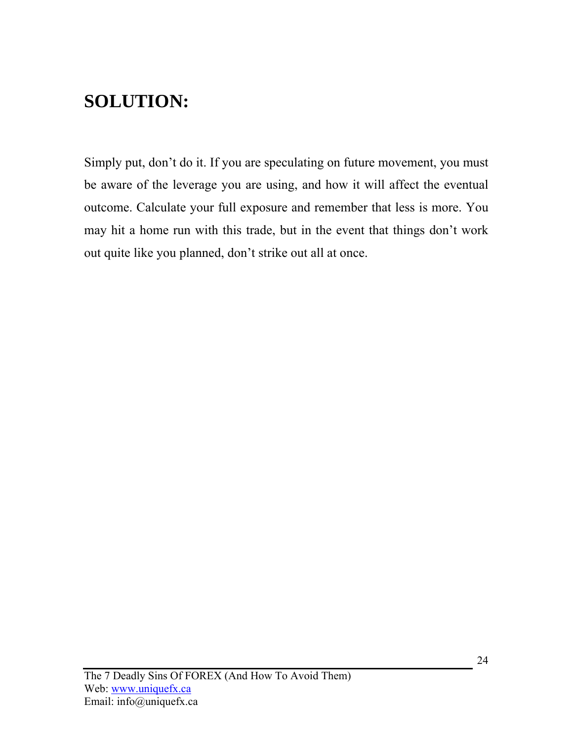## SOLUTION:

Simply put, don't do it. If you are speculating on future movement, you must be aware of the leverage you are using, and how it will affect the eventual outcome. Calculate your full exposure and remember that less is more. You may hit a home run with this trade, but in the event that things don't work out quite like you planned, don't strike out all at once.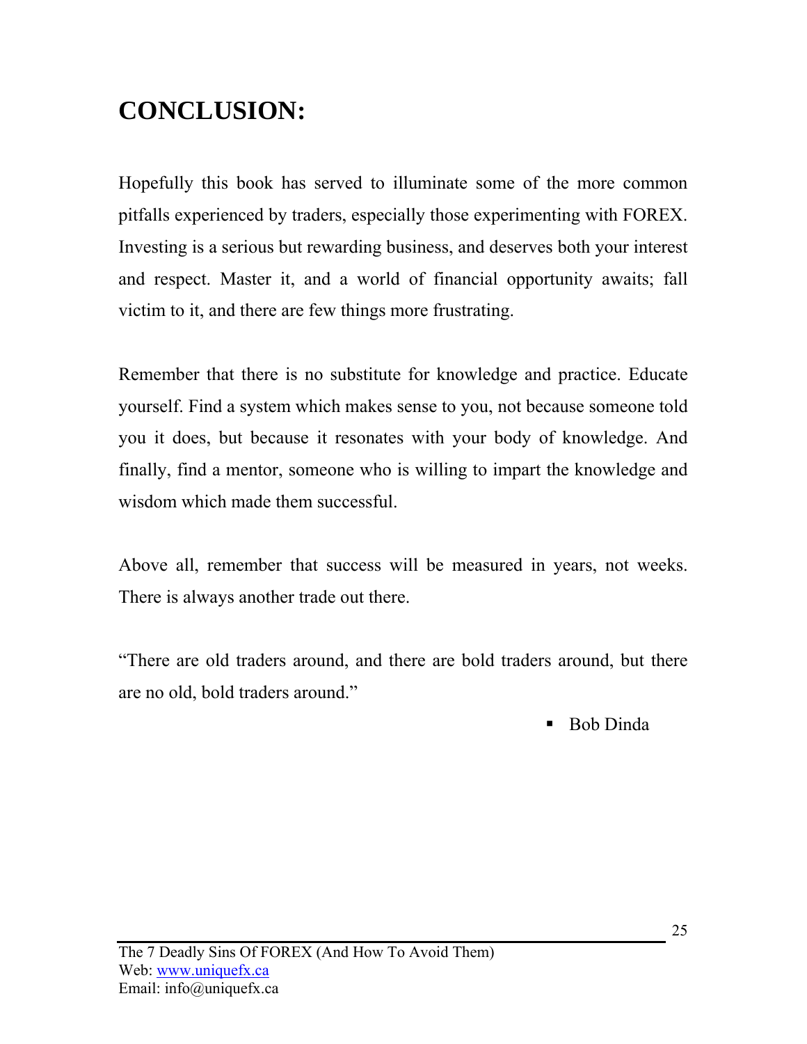# CONCLUSION:

Hopefully this book has served to illuminate some of the more common pitfalls experienced by traders, especially those experimenting with FOREX. Investing is a serious but rewarding business, and deserves both your interest and respect. Master it, and a world of financial opportunity awaits; fall victim to it, and there are few things more frustrating.

Remember that there is no substitute for knowledge and practice. Educate yourself. Find a system which makes sense to you, not because someone told you it does, but because it resonates with your body of knowledge. And finally, find a mentor, someone who is willing to impart the knowledge and wisdom which made them successful.

Above all, remember that success will be measured in years, not weeks. There is always another trade out there.

"There are old traders around, and there are bold traders around, but there are no old, bold traders around."

- Bob Dinda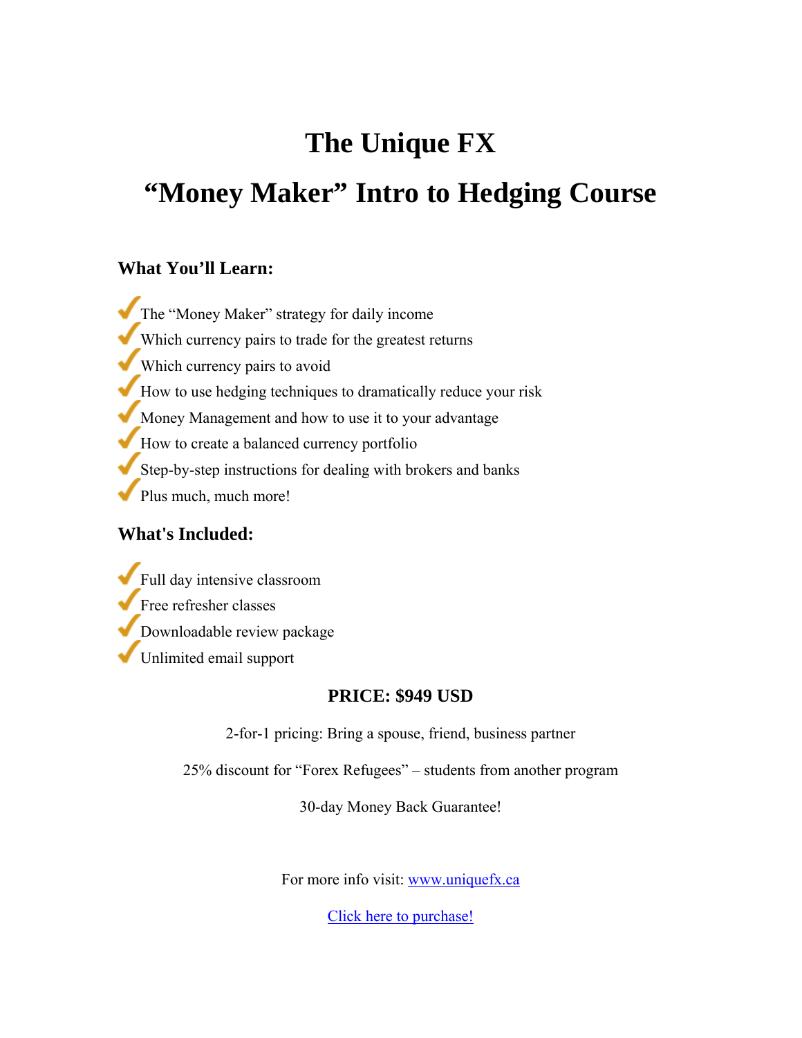# The Unique FX

# "Money Maker" Intro to Hedging Course

### What You'll Learn:

- The "Money Maker" strategy for daily income
- Which currency pairs to trade for the greatest returns
- Which currency pairs to avoid
- How to use hedging techniques to dramatically reduce your risk
- Money Management and how to use it to your advantage
- How to create a balanced currency portfolio
- Step-by-step instructions for dealing with brokers and banks
- Plus much, much more!

### What's Included:

- Full day intensive classroom
- Free refresher classes
- Downloadable review package
- Unlimited email support

**PRICE: $949 USD**

2-for-1 pricing: Bring a spouse, friend, business partner

25% discount for "Forex Refugees" – students from another program

30-day Money Back Guarantee!

For more info visit: [www.uniquefx.ca](http://www.uniquefx.ca)

Click here to purchase!